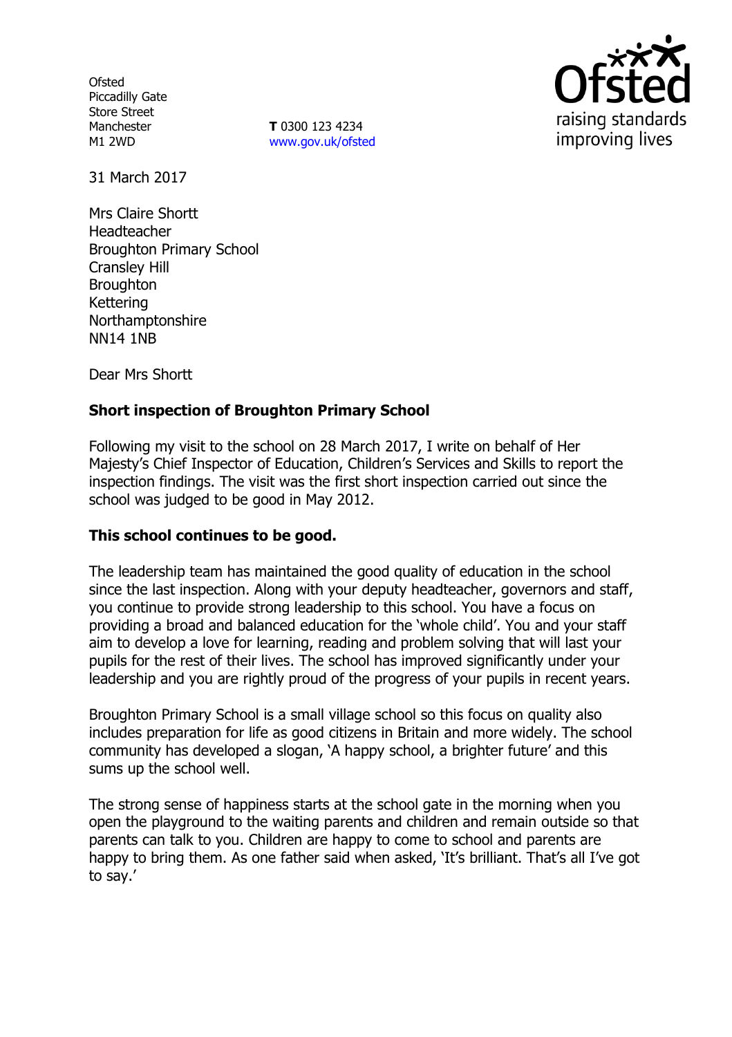Ofsted
Piccadilly Gate
Store Street
Manchester
M1 2WD

**T** 0300 123 4234
www.gov.uk/ofsted

31 March 2017

Mrs Claire Shortt
Headteacher
Broughton Primary School
Cransley Hill
Broughton
Kettering
Northamptonshire
NN14 1NB

Dear Mrs Shortt

**Short inspection of Broughton Primary School**

Following my visit to the school on 28 March 2017, I write on behalf of Her Majesty's Chief Inspector of Education, Children's Services and Skills to report the inspection findings. The visit was the first short inspection carried out since the school was judged to be good in May 2012.

**This school continues to be good.**

The leadership team has maintained the good quality of education in the school since the last inspection. Along with your deputy headteacher, governors and staff, you continue to provide strong leadership to this school. You have a focus on providing a broad and balanced education for the 'whole child'. You and your staff aim to develop a love for learning, reading and problem solving that will last your pupils for the rest of their lives. The school has improved significantly under your leadership and you are rightly proud of the progress of your pupils in recent years.

Broughton Primary School is a small village school so this focus on quality also includes preparation for life as good citizens in Britain and more widely. The school community has developed a slogan, 'A happy school, a brighter future' and this sums up the school well.

The strong sense of happiness starts at the school gate in the morning when you open the playground to the waiting parents and children and remain outside so that parents can talk to you. Children are happy to come to school and parents are happy to bring them. As one father said when asked, 'It's brilliant. That's all I've got to say.'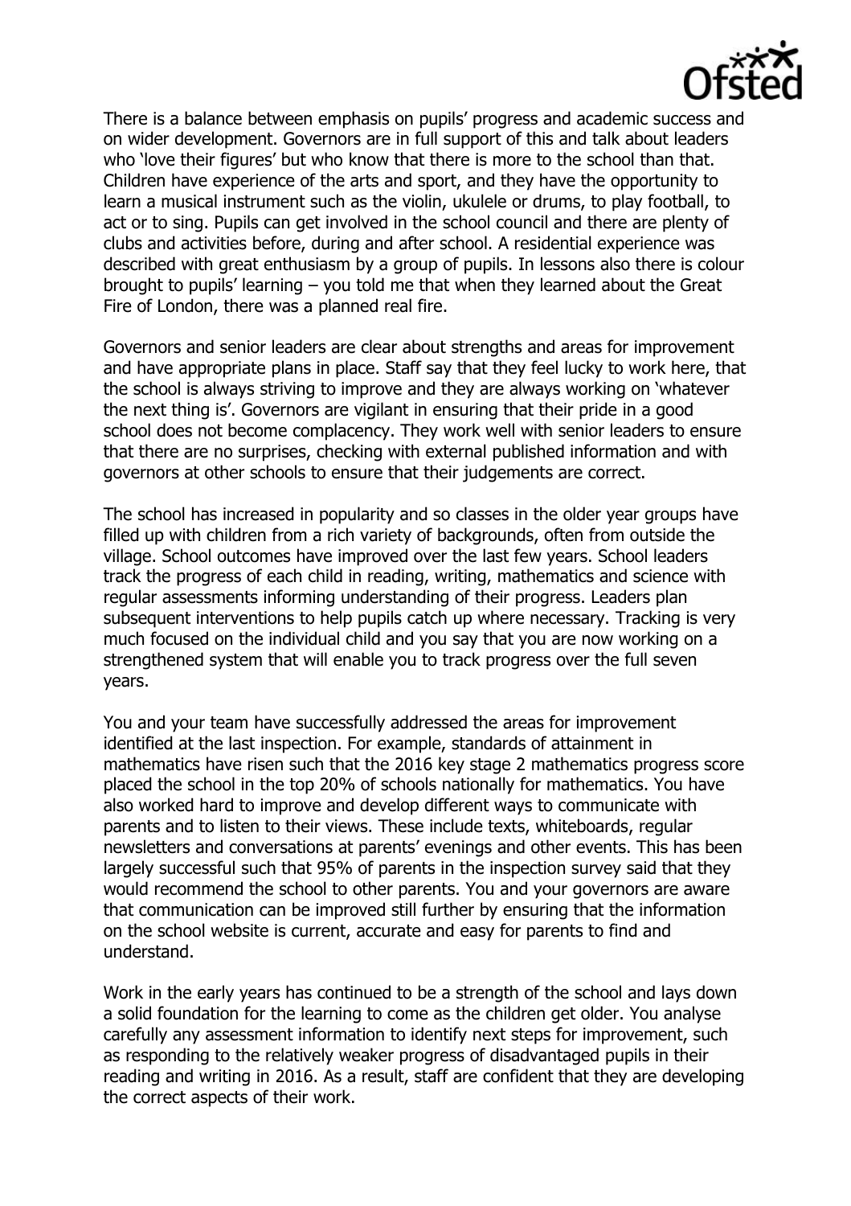There is a balance between emphasis on pupils' progress and academic success and on wider development. Governors are in full support of this and talk about leaders who 'love their figures' but who know that there is more to the school than that. Children have experience of the arts and sport, and they have the opportunity to learn a musical instrument such as the violin, ukulele or drums, to play football, to act or to sing. Pupils can get involved in the school council and there are plenty of clubs and activities before, during and after school. A residential experience was described with great enthusiasm by a group of pupils. In lessons also there is colour brought to pupils' learning – you told me that when they learned about the Great Fire of London, there was a planned real fire.

Governors and senior leaders are clear about strengths and areas for improvement and have appropriate plans in place. Staff say that they feel lucky to work here, that the school is always striving to improve and they are always working on 'whatever the next thing is'. Governors are vigilant in ensuring that their pride in a good school does not become complacency. They work well with senior leaders to ensure that there are no surprises, checking with external published information and with governors at other schools to ensure that their judgements are correct.

The school has increased in popularity and so classes in the older year groups have filled up with children from a rich variety of backgrounds, often from outside the village. School outcomes have improved over the last few years. School leaders track the progress of each child in reading, writing, mathematics and science with regular assessments informing understanding of their progress. Leaders plan subsequent interventions to help pupils catch up where necessary. Tracking is very much focused on the individual child and you say that you are now working on a strengthened system that will enable you to track progress over the full seven years.

You and your team have successfully addressed the areas for improvement identified at the last inspection. For example, standards of attainment in mathematics have risen such that the 2016 key stage 2 mathematics progress score placed the school in the top 20% of schools nationally for mathematics. You have also worked hard to improve and develop different ways to communicate with parents and to listen to their views. These include texts, whiteboards, regular newsletters and conversations at parents' evenings and other events. This has been largely successful such that 95% of parents in the inspection survey said that they would recommend the school to other parents. You and your governors are aware that communication can be improved still further by ensuring that the information on the school website is current, accurate and easy for parents to find and understand.

Work in the early years has continued to be a strength of the school and lays down a solid foundation for the learning to come as the children get older. You analyse carefully any assessment information to identify next steps for improvement, such as responding to the relatively weaker progress of disadvantaged pupils in their reading and writing in 2016. As a result, staff are confident that they are developing the correct aspects of their work.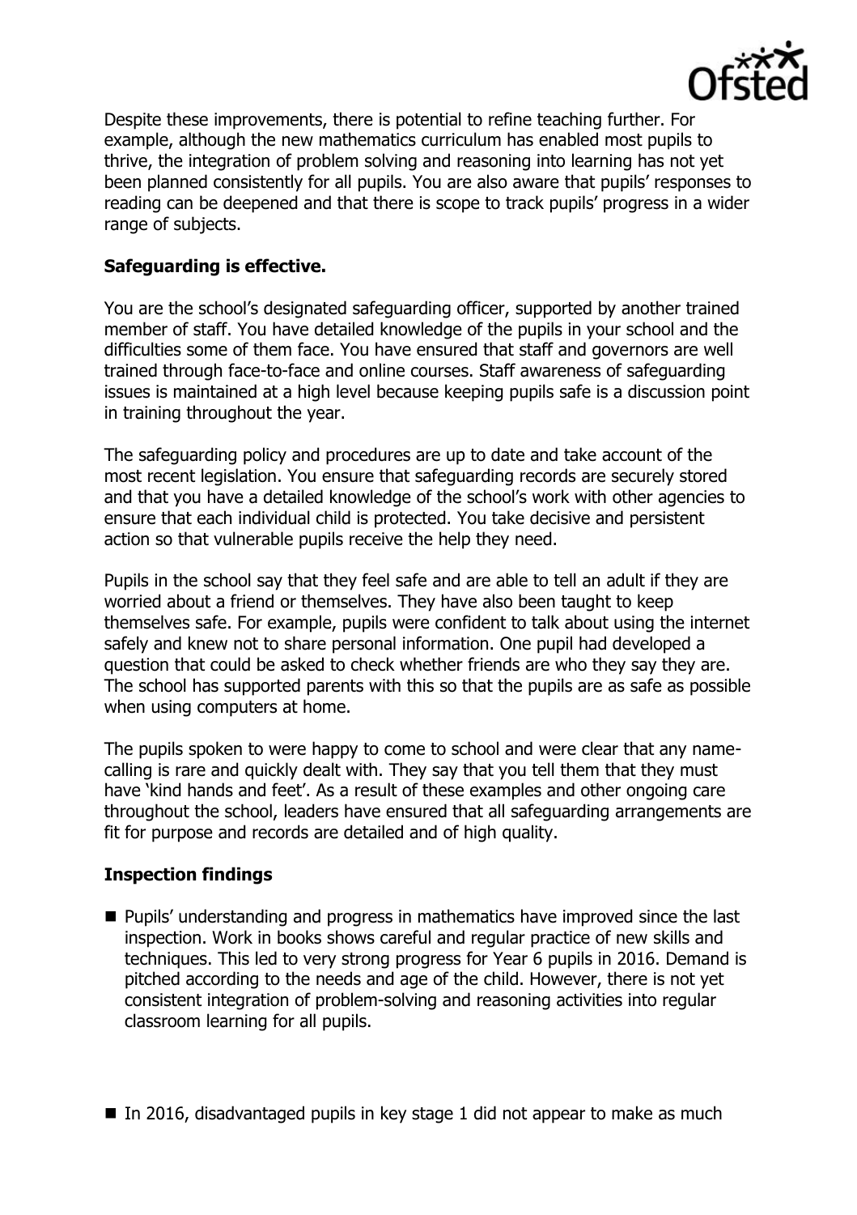Despite these improvements, there is potential to refine teaching further. For example, although the new mathematics curriculum has enabled most pupils to thrive, the integration of problem solving and reasoning into learning has not yet been planned consistently for all pupils. You are also aware that pupils' responses to reading can be deepened and that there is scope to track pupils' progress in a wider range of subjects.

## Safeguarding is effective.

You are the school's designated safeguarding officer, supported by another trained member of staff. You have detailed knowledge of the pupils in your school and the difficulties some of them face. You have ensured that staff and governors are well trained through face-to-face and online courses. Staff awareness of safeguarding issues is maintained at a high level because keeping pupils safe is a discussion point in training throughout the year.

The safeguarding policy and procedures are up to date and take account of the most recent legislation. You ensure that safeguarding records are securely stored and that you have a detailed knowledge of the school's work with other agencies to ensure that each individual child is protected. You take decisive and persistent action so that vulnerable pupils receive the help they need.

Pupils in the school say that they feel safe and are able to tell an adult if they are worried about a friend or themselves. They have also been taught to keep themselves safe. For example, pupils were confident to talk about using the internet safely and knew not to share personal information. One pupil had developed a question that could be asked to check whether friends are who they say they are. The school has supported parents with this so that the pupils are as safe as possible when using computers at home.

The pupils spoken to were happy to come to school and were clear that any name-calling is rare and quickly dealt with. They say that you tell them that they must have 'kind hands and feet'. As a result of these examples and other ongoing care throughout the school, leaders have ensured that all safeguarding arrangements are fit for purpose and records are detailed and of high quality.

## Inspection findings

- Pupils' understanding and progress in mathematics have improved since the last inspection. Work in books shows careful and regular practice of new skills and techniques. This led to very strong progress for Year 6 pupils in 2016. Demand is pitched according to the needs and age of the child. However, there is not yet consistent integration of problem-solving and reasoning activities into regular classroom learning for all pupils.

- In 2016, disadvantaged pupils in key stage 1 did not appear to make as much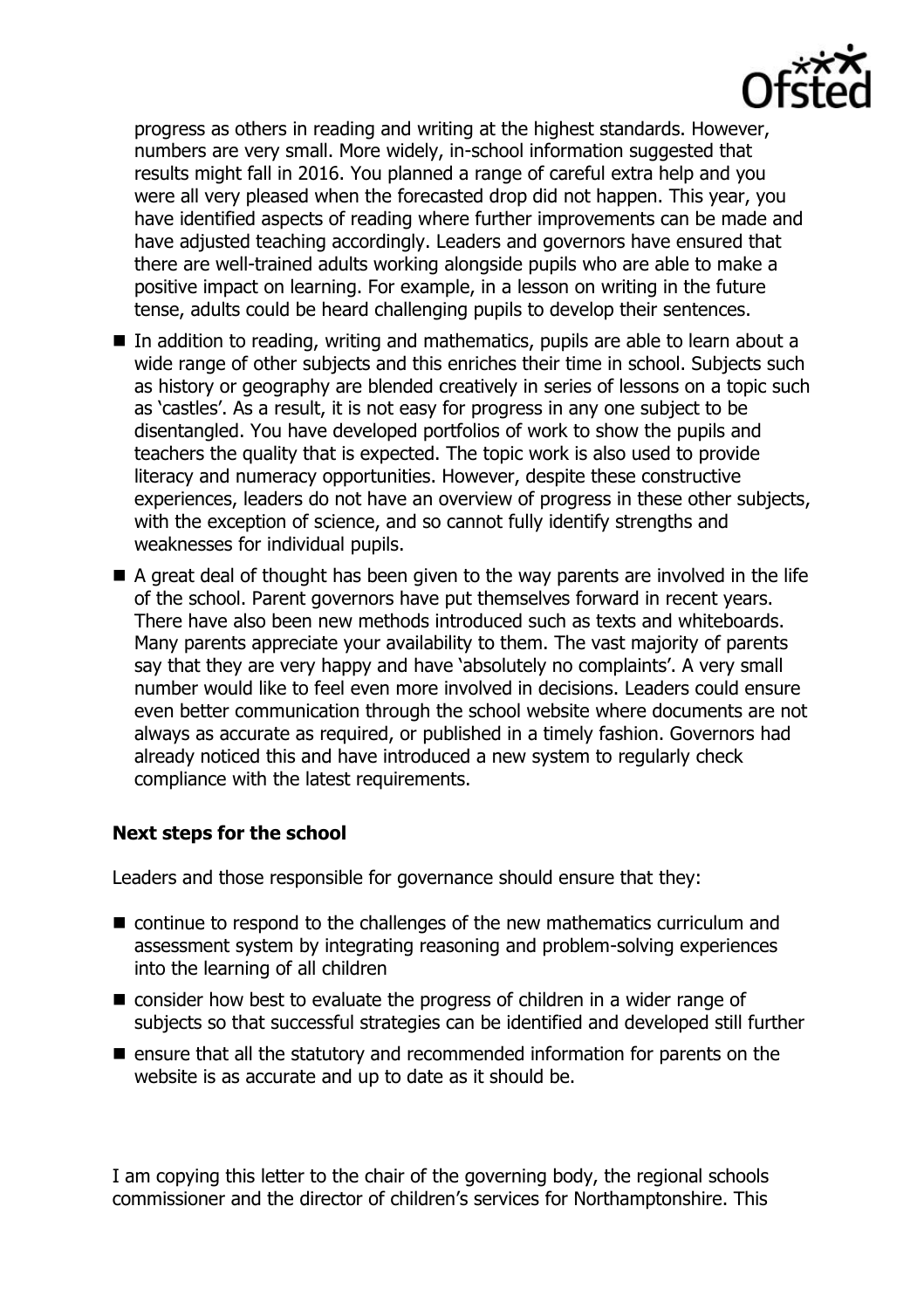progress as others in reading and writing at the highest standards. However, numbers are very small. More widely, in-school information suggested that results might fall in 2016. You planned a range of careful extra help and you were all very pleased when the forecasted drop did not happen. This year, you have identified aspects of reading where further improvements can be made and have adjusted teaching accordingly. Leaders and governors have ensured that there are well-trained adults working alongside pupils who are able to make a positive impact on learning. For example, in a lesson on writing in the future tense, adults could be heard challenging pupils to develop their sentences.

- In addition to reading, writing and mathematics, pupils are able to learn about a wide range of other subjects and this enriches their time in school. Subjects such as history or geography are blended creatively in series of lessons on a topic such as 'castles'. As a result, it is not easy for progress in any one subject to be disentangled. You have developed portfolios of work to show the pupils and teachers the quality that is expected. The topic work is also used to provide literacy and numeracy opportunities. However, despite these constructive experiences, leaders do not have an overview of progress in these other subjects, with the exception of science, and so cannot fully identify strengths and weaknesses for individual pupils.
- A great deal of thought has been given to the way parents are involved in the life of the school. Parent governors have put themselves forward in recent years. There have also been new methods introduced such as texts and whiteboards. Many parents appreciate your availability to them. The vast majority of parents say that they are very happy and have 'absolutely no complaints'. A very small number would like to feel even more involved in decisions. Leaders could ensure even better communication through the school website where documents are not always as accurate as required, or published in a timely fashion. Governors had already noticed this and have introduced a new system to regularly check compliance with the latest requirements.

### Next steps for the school

Leaders and those responsible for governance should ensure that they:

- continue to respond to the challenges of the new mathematics curriculum and assessment system by integrating reasoning and problem-solving experiences into the learning of all children
- consider how best to evaluate the progress of children in a wider range of subjects so that successful strategies can be identified and developed still further
- ensure that all the statutory and recommended information for parents on the website is as accurate and up to date as it should be.

I am copying this letter to the chair of the governing body, the regional schools commissioner and the director of children's services for Northamptonshire. This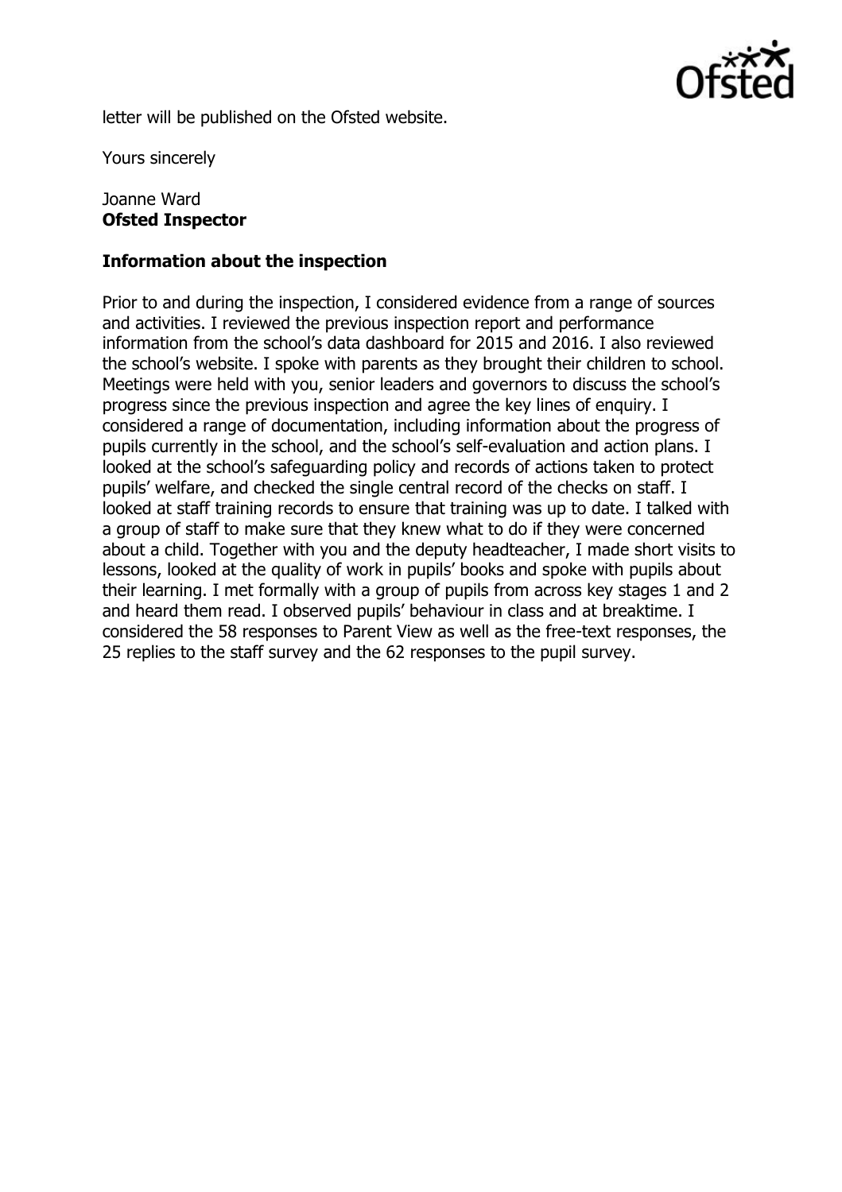letter will be published on the Ofsted website.

Yours sincerely

Joanne Ward
**Ofsted Inspector**

### Information about the inspection

Prior to and during the inspection, I considered evidence from a range of sources and activities. I reviewed the previous inspection report and performance information from the school's data dashboard for 2015 and 2016. I also reviewed the school's website. I spoke with parents as they brought their children to school. Meetings were held with you, senior leaders and governors to discuss the school's progress since the previous inspection and agree the key lines of enquiry. I considered a range of documentation, including information about the progress of pupils currently in the school, and the school's self-evaluation and action plans. I looked at the school's safeguarding policy and records of actions taken to protect pupils' welfare, and checked the single central record of the checks on staff. I looked at staff training records to ensure that training was up to date. I talked with a group of staff to make sure that they knew what to do if they were concerned about a child. Together with you and the deputy headteacher, I made short visits to lessons, looked at the quality of work in pupils' books and spoke with pupils about their learning. I met formally with a group of pupils from across key stages 1 and 2 and heard them read. I observed pupils' behaviour in class and at breaktime. I considered the 58 responses to Parent View as well as the free-text responses, the 25 replies to the staff survey and the 62 responses to the pupil survey.